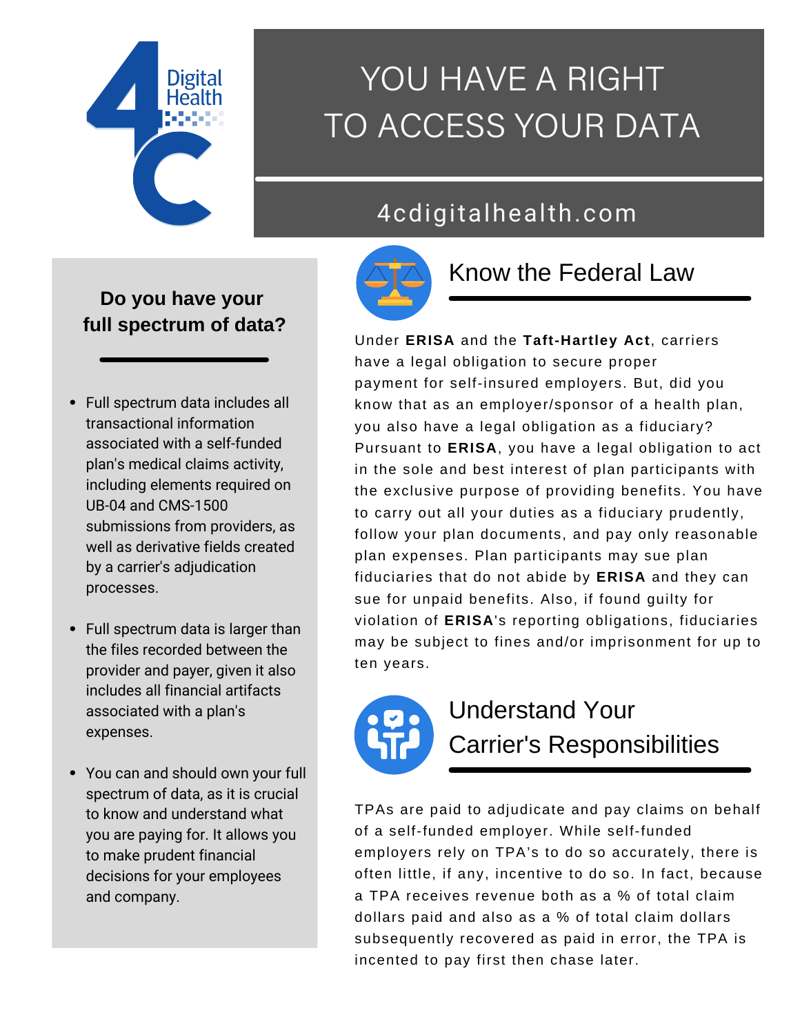4C Digital Health

# YOU HAVE A RIGHT TO ACCESS YOUR DATA

4cdigitalhealth.com

## Do you have your full spectrum of data?

- Full spectrum data includes all transactional information associated with a self-funded plan's medical claims activity, including elements required on UB-04 and CMS-1500 submissions from providers, as well as derivative fields created by a carrier's adjudication processes.
- Full spectrum data is larger than the files recorded between the provider and payer, given it also includes all financial artifacts associated with a plan's expenses.
- You can and should own your full spectrum of data, as it is crucial to know and understand what you are paying for. It allows you to make prudent financial decisions for your employees and company.

## Know the Federal Law

Under **ERISA** and the **Taft-Hartley Act**, carriers have a legal obligation to secure proper payment for self-insured employers. But, did you know that as an employer/sponsor of a health plan, you also have a legal obligation as a fiduciary? Pursuant to **ERISA**, you have a legal obligation to act in the sole and best interest of plan participants with the exclusive purpose of providing benefits. You have to carry out all your duties as a fiduciary prudently, follow your plan documents, and pay only reasonable plan expenses. Plan participants may sue plan fiduciaries that do not abide by **ERISA** and they can sue for unpaid benefits. Also, if found guilty for violation of **ERISA**'s reporting obligations, fiduciaries may be subject to fines and/or imprisonment for up to ten years.

## Understand Your Carrier's Responsibilities

TPAs are paid to adjudicate and pay claims on behalf of a self-funded employer. While self-funded employers rely on TPA's to do so accurately, there is often little, if any, incentive to do so. In fact, because a TPA receives revenue both as a % of total claim dollars paid and also as a % of total claim dollars subsequently recovered as paid in error, the TPA is incented to pay first then chase later.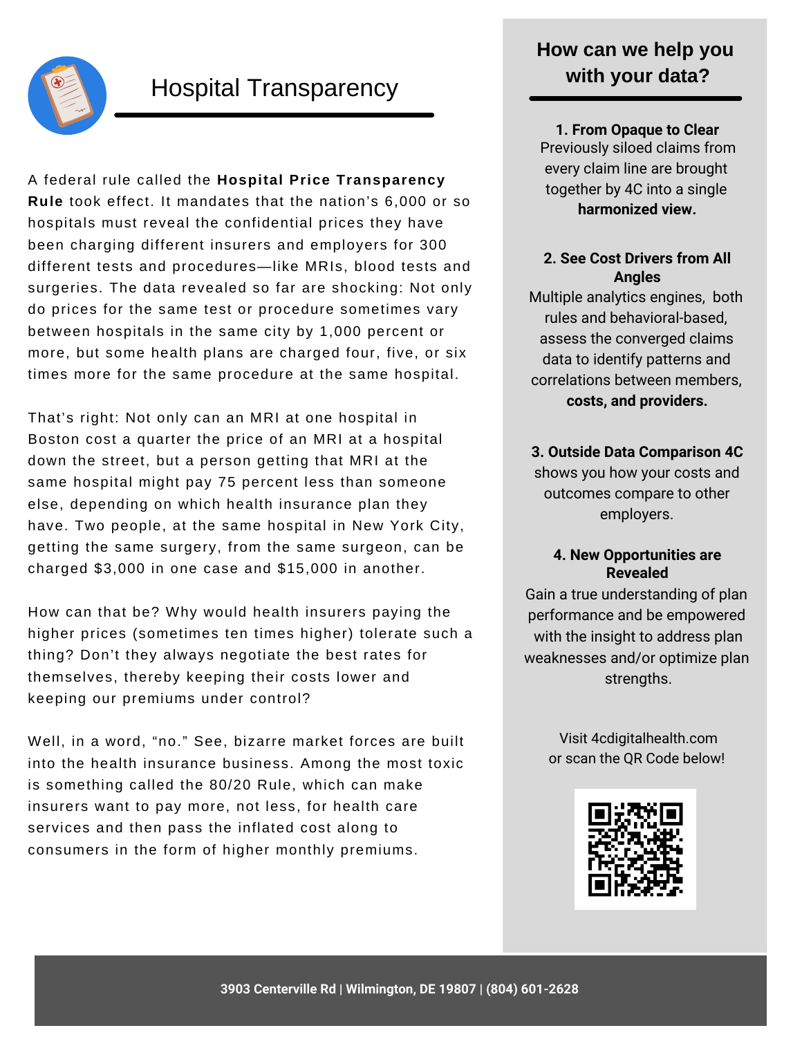# Hospital Transparency

A federal rule called the **Hospital Price Transparency Rule** took effect. It mandates that the nation's 6,000 or so hospitals must reveal the confidential prices they have been charging different insurers and employers for 300 different tests and procedures—like MRIs, blood tests and surgeries. The data revealed so far are shocking: Not only do prices for the same test or procedure sometimes vary between hospitals in the same city by 1,000 percent or more, but some health plans are charged four, five, or six times more for the same procedure at the same hospital.

That's right: Not only can an MRI at one hospital in Boston cost a quarter the price of an MRI at a hospital down the street, but a person getting that MRI at the same hospital might pay 75 percent less than someone else, depending on which health insurance plan they have. Two people, at the same hospital in New York City, getting the same surgery, from the same surgeon, can be charged $3,000 in one case and $15,000 in another.

How can that be? Why would health insurers paying the higher prices (sometimes ten times higher) tolerate such a thing? Don't they always negotiate the best rates for themselves, thereby keeping their costs lower and keeping our premiums under control?

Well, in a word, "no." See, bizarre market forces are built into the health insurance business. Among the most toxic is something called the 80/20 Rule, which can make insurers want to pay more, not less, for health care services and then pass the inflated cost along to consumers in the form of higher monthly premiums.

## How can we help you with your data?

**1. From Opaque to Clear**
Previously siloed claims from every claim line are brought together by 4C into a single **harmonized view.**

**2. See Cost Drivers from All Angles**
Multiple analytics engines, both rules and behavioral-based, assess the converged claims data to identify patterns and correlations between members, **costs, and providers.**

**3. Outside Data Comparison 4C** shows you how your costs and outcomes compare to other employers.

**4. New Opportunities are Revealed**
Gain a true understanding of plan performance and be empowered with the insight to address plan weaknesses and/or optimize plan strengths.

Visit 4cdigitalhealth.com or scan the QR Code below!

**3903 Centerville Rd | Wilmington, DE 19807 | (804) 601-2628**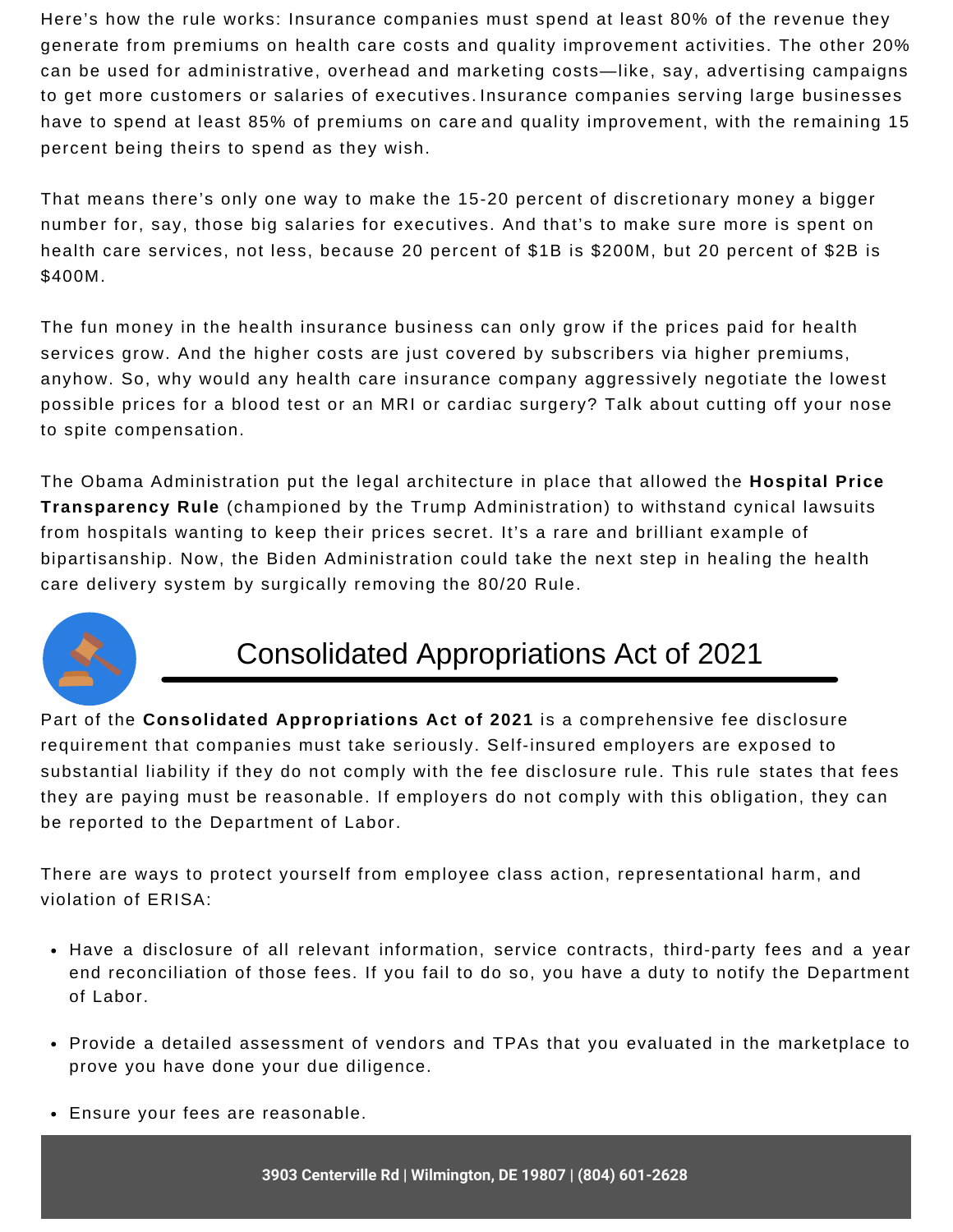Here's how the rule works: Insurance companies must spend at least 80% of the revenue they generate from premiums on health care costs and quality improvement activities. The other 20% can be used for administrative, overhead and marketing costs—like, say, advertising campaigns to get more customers or salaries of executives. Insurance companies serving large businesses have to spend at least 85% of premiums on care and quality improvement, with the remaining 15 percent being theirs to spend as they wish.

That means there's only one way to make the 15-20 percent of discretionary money a bigger number for, say, those big salaries for executives. And that's to make sure more is spent on health care services, not less, because 20 percent of $1B is $200M, but 20 percent of $2B is $400M.

The fun money in the health insurance business can only grow if the prices paid for health services grow. And the higher costs are just covered by subscribers via higher premiums, anyhow. So, why would any health care insurance company aggressively negotiate the lowest possible prices for a blood test or an MRI or cardiac surgery? Talk about cutting off your nose to spite compensation.

The Obama Administration put the legal architecture in place that allowed the **Hospital Price Transparency Rule** (championed by the Trump Administration) to withstand cynical lawsuits from hospitals wanting to keep their prices secret. It's a rare and brilliant example of bipartisanship. Now, the Biden Administration could take the next step in healing the health care delivery system by surgically removing the 80/20 Rule.

## Consolidated Appropriations Act of 2021

Part of the **Consolidated Appropriations Act of 2021** is a comprehensive fee disclosure requirement that companies must take seriously. Self-insured employers are exposed to substantial liability if they do not comply with the fee disclosure rule. This rule states that fees they are paying must be reasonable. If employers do not comply with this obligation, they can be reported to the Department of Labor.

There are ways to protect yourself from employee class action, representational harm, and violation of ERISA:

- Have a disclosure of all relevant information, service contracts, third-party fees and a year end reconciliation of those fees. If you fail to do so, you have a duty to notify the Department of Labor.
- Provide a detailed assessment of vendors and TPAs that you evaluated in the marketplace to prove you have done your due diligence.
- Ensure your fees are reasonable.

**3903 Centerville Rd | Wilmington, DE 19807 | (804) 601-2628**